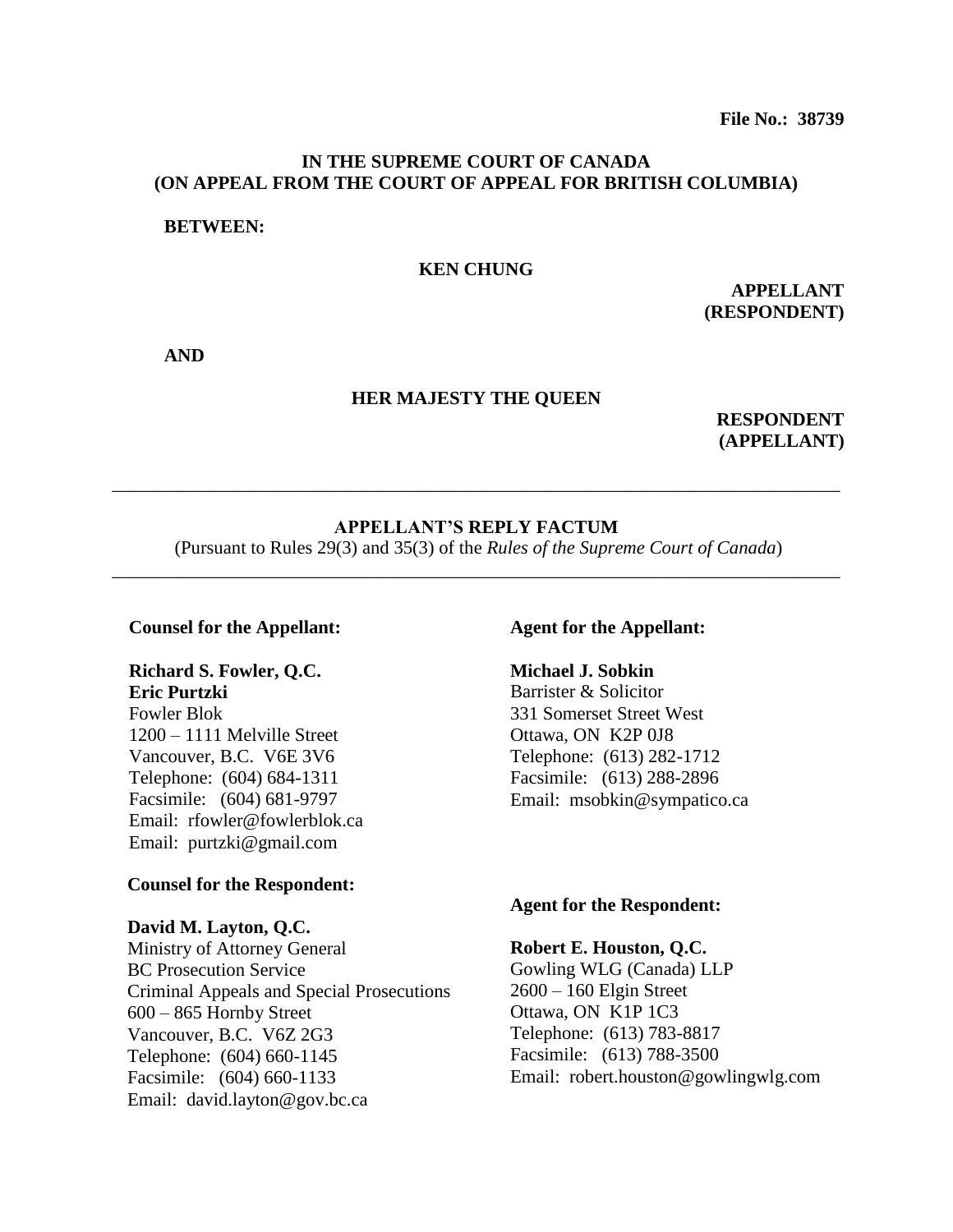**File No.: 38739**

**IN THE SUPREME COURT OF CANADA**
**(ON APPEAL FROM THE COURT OF APPEAL FOR BRITISH COLUMBIA)**

**BETWEEN:**

**KEN CHUNG**

**APPELLANT**
**(RESPONDENT)**

**AND**

**HER MAJESTY THE QUEEN**

**RESPONDENT**
**(APPELLANT)**

---

**APPELLANT'S REPLY FACTUM**

(Pursuant to Rules 29(3) and 35(3) of the *Rules of the Supreme Court of Canada*)

---

**Counsel for the Appellant:**

**Richard S. Fowler, Q.C.**
**Eric Purtzki**
Fowler Blok
1200 – 1111 Melville Street
Vancouver, B.C. V6E 3V6
Telephone: (604) 684-1311
Facsimile: (604) 681-9797
Email: rfowler@fowlerblok.ca
Email: purtzki@gmail.com

**Agent for the Appellant:**

**Michael J. Sobkin**
Barrister & Solicitor
331 Somerset Street West
Ottawa, ON K2P 0J8
Telephone: (613) 282-1712
Facsimile: (613) 288-2896
Email: msobkin@sympatico.ca

**Counsel for the Respondent:**

**David M. Layton, Q.C.**
Ministry of Attorney General
BC Prosecution Service
Criminal Appeals and Special Prosecutions
600 – 865 Hornby Street
Vancouver, B.C. V6Z 2G3
Telephone: (604) 660-1145
Facsimile: (604) 660-1133
Email: david.layton@gov.bc.ca

**Agent for the Respondent:**

**Robert E. Houston, Q.C.**
Gowling WLG (Canada) LLP
2600 – 160 Elgin Street
Ottawa, ON K1P 1C3
Telephone: (613) 783-8817
Facsimile: (613) 788-3500
Email: robert.houston@gowlingwlg.com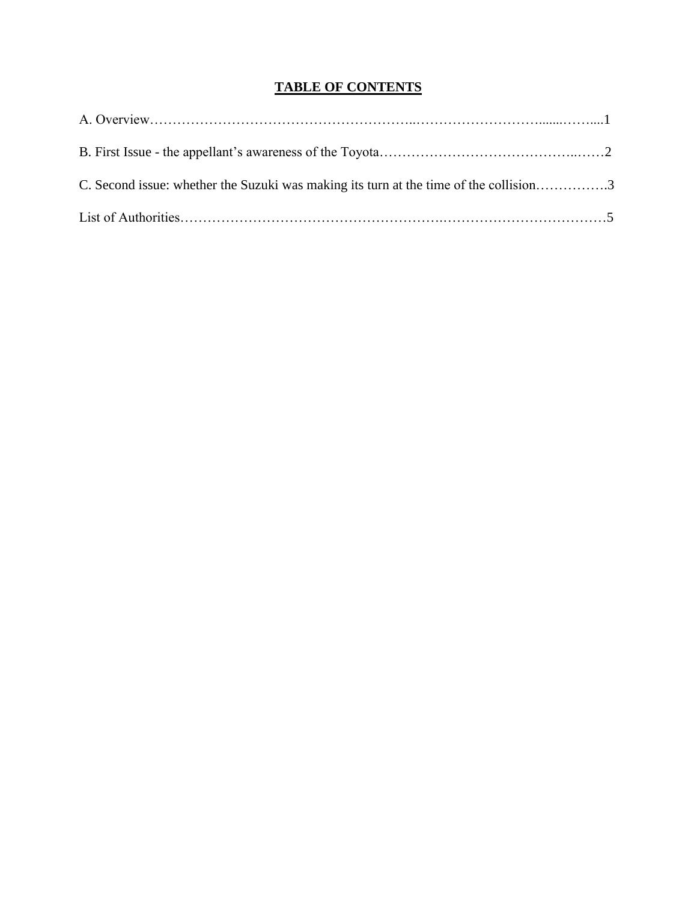# TABLE OF CONTENTS

A. Overview……………………………………………………..……………………….......……....1

B. First Issue - the appellant's awareness of the Toyota……………………………………..……2

C. Second issue: whether the Suzuki was making its turn at the time of the collision…………….3

List of Authorities……………………………………………….………………………………5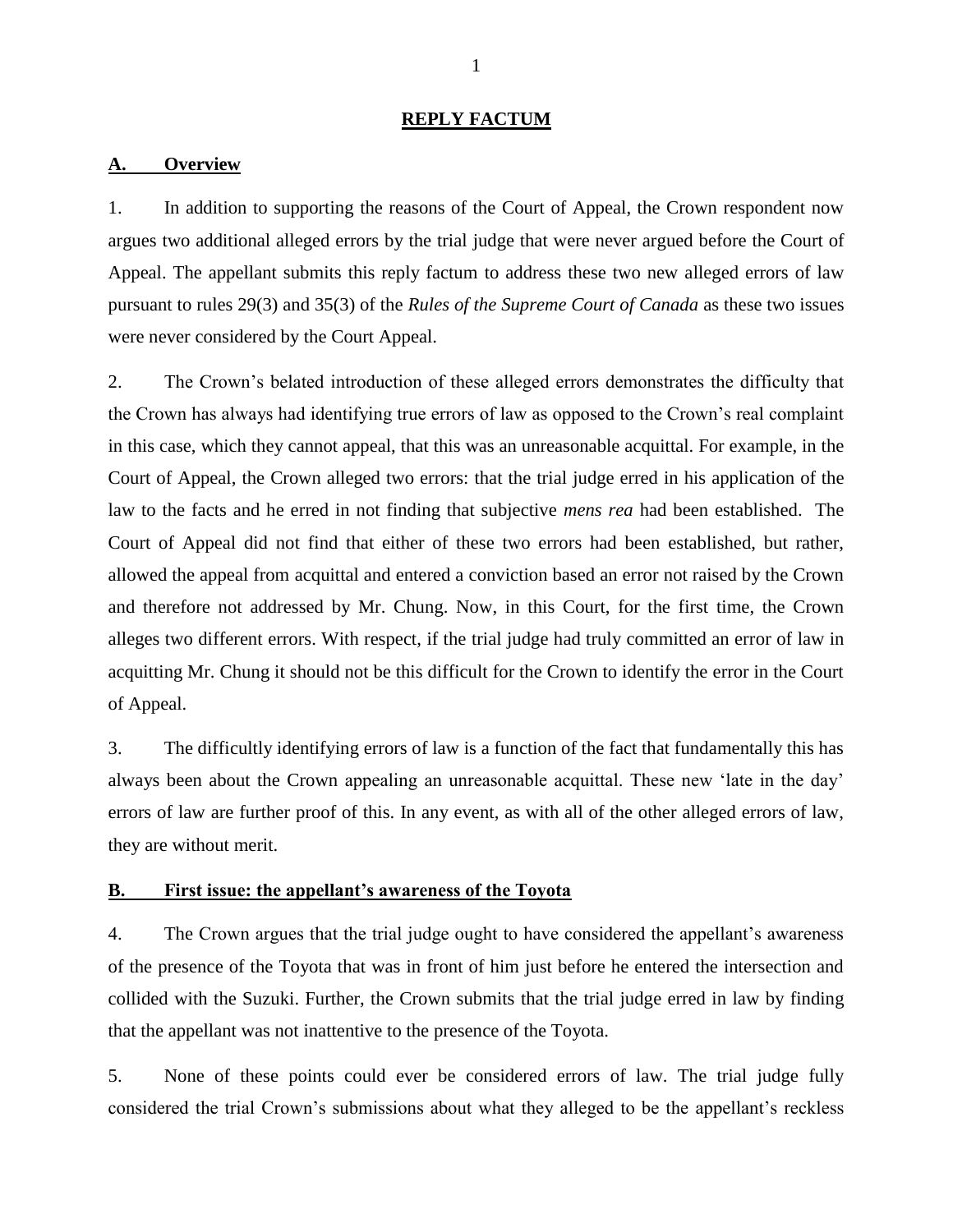## **REPLY FACTUM**

### **A. Overview**

1. In addition to supporting the reasons of the Court of Appeal, the Crown respondent now argues two additional alleged errors by the trial judge that were never argued before the Court of Appeal. The appellant submits this reply factum to address these two new alleged errors of law pursuant to rules 29(3) and 35(3) of the *Rules of the Supreme Court of Canada* as these two issues were never considered by the Court Appeal.

2. The Crown's belated introduction of these alleged errors demonstrates the difficulty that the Crown has always had identifying true errors of law as opposed to the Crown's real complaint in this case, which they cannot appeal, that this was an unreasonable acquittal. For example, in the Court of Appeal, the Crown alleged two errors: that the trial judge erred in his application of the law to the facts and he erred in not finding that subjective *mens rea* had been established. The Court of Appeal did not find that either of these two errors had been established, but rather, allowed the appeal from acquittal and entered a conviction based an error not raised by the Crown and therefore not addressed by Mr. Chung. Now, in this Court, for the first time, the Crown alleges two different errors. With respect, if the trial judge had truly committed an error of law in acquitting Mr. Chung it should not be this difficult for the Crown to identify the error in the Court of Appeal.

3. The difficultly identifying errors of law is a function of the fact that fundamentally this has always been about the Crown appealing an unreasonable acquittal. These new 'late in the day' errors of law are further proof of this. In any event, as with all of the other alleged errors of law, they are without merit.

### **B. First issue: the appellant's awareness of the Toyota**

4. The Crown argues that the trial judge ought to have considered the appellant's awareness of the presence of the Toyota that was in front of him just before he entered the intersection and collided with the Suzuki. Further, the Crown submits that the trial judge erred in law by finding that the appellant was not inattentive to the presence of the Toyota.

5. None of these points could ever be considered errors of law. The trial judge fully considered the trial Crown's submissions about what they alleged to be the appellant's reckless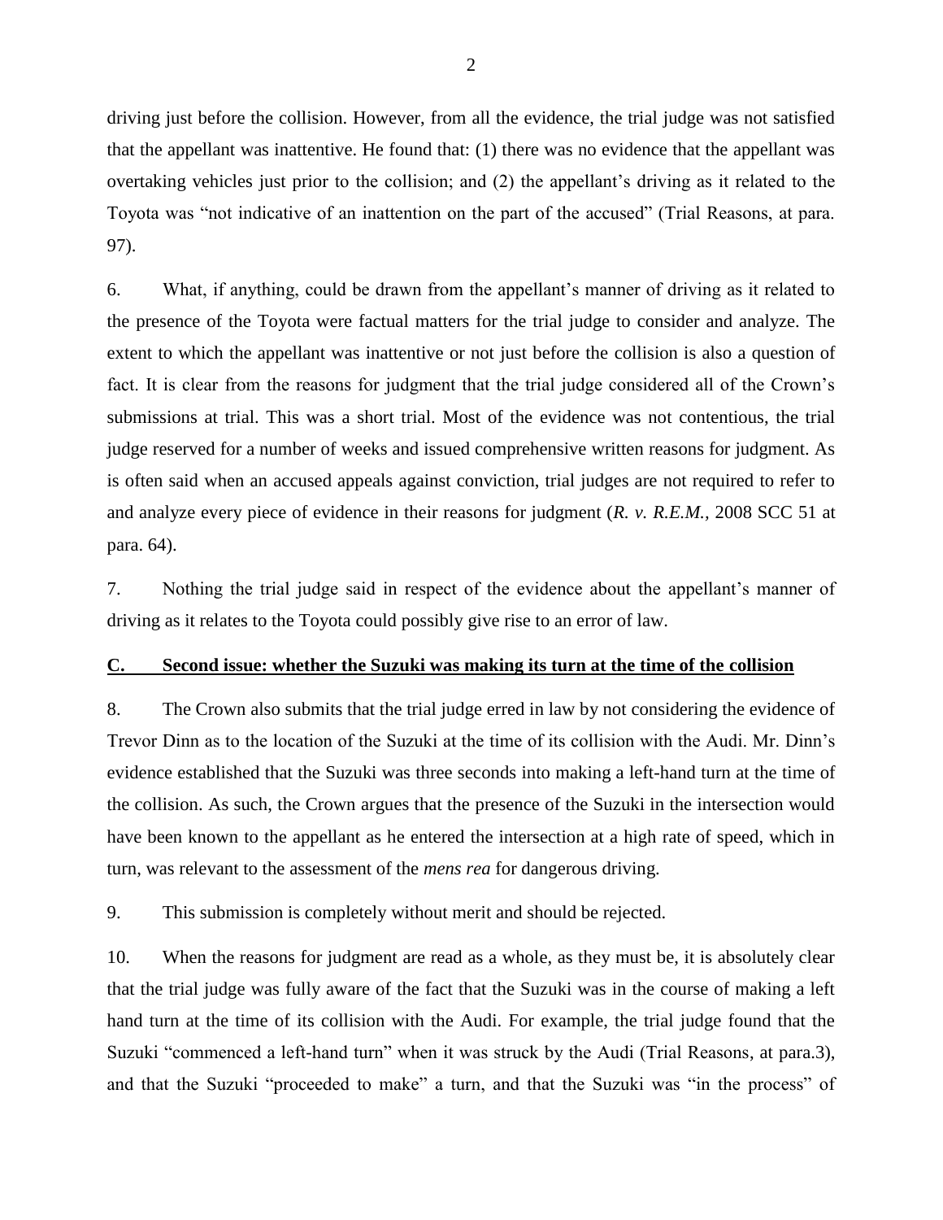driving just before the collision. However, from all the evidence, the trial judge was not satisfied that the appellant was inattentive. He found that: (1) there was no evidence that the appellant was overtaking vehicles just prior to the collision; and (2) the appellant's driving as it related to the Toyota was "not indicative of an inattention on the part of the accused" (Trial Reasons, at para. 97).

6. What, if anything, could be drawn from the appellant's manner of driving as it related to the presence of the Toyota were factual matters for the trial judge to consider and analyze. The extent to which the appellant was inattentive or not just before the collision is also a question of fact. It is clear from the reasons for judgment that the trial judge considered all of the Crown's submissions at trial. This was a short trial. Most of the evidence was not contentious, the trial judge reserved for a number of weeks and issued comprehensive written reasons for judgment. As is often said when an accused appeals against conviction, trial judges are not required to refer to and analyze every piece of evidence in their reasons for judgment (*R. v. R.E.M.*, 2008 SCC 51 at para. 64).

7. Nothing the trial judge said in respect of the evidence about the appellant's manner of driving as it relates to the Toyota could possibly give rise to an error of law.

## C. Second issue: whether the Suzuki was making its turn at the time of the collision

8. The Crown also submits that the trial judge erred in law by not considering the evidence of Trevor Dinn as to the location of the Suzuki at the time of its collision with the Audi. Mr. Dinn's evidence established that the Suzuki was three seconds into making a left-hand turn at the time of the collision. As such, the Crown argues that the presence of the Suzuki in the intersection would have been known to the appellant as he entered the intersection at a high rate of speed, which in turn, was relevant to the assessment of the *mens rea* for dangerous driving.

9. This submission is completely without merit and should be rejected.

10. When the reasons for judgment are read as a whole, as they must be, it is absolutely clear that the trial judge was fully aware of the fact that the Suzuki was in the course of making a left hand turn at the time of its collision with the Audi. For example, the trial judge found that the Suzuki "commenced a left-hand turn" when it was struck by the Audi (Trial Reasons, at para.3), and that the Suzuki "proceeded to make" a turn, and that the Suzuki was "in the process" of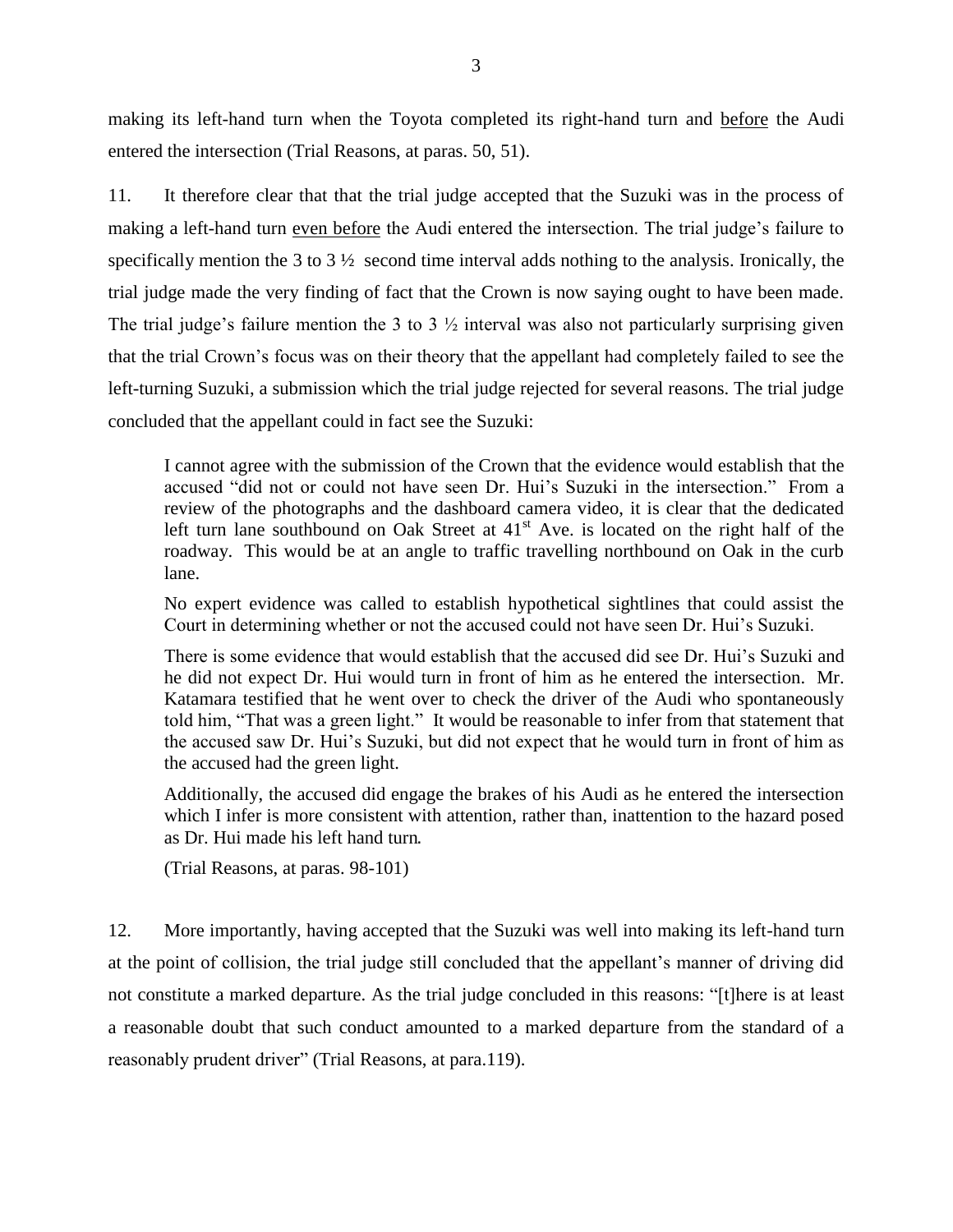making its left-hand turn when the Toyota completed its right-hand turn and <u>before</u> the Audi entered the intersection (Trial Reasons, at paras. 50, 51).

11. It therefore clear that that the trial judge accepted that the Suzuki was in the process of making a left-hand turn <u>even before</u> the Audi entered the intersection. The trial judge's failure to specifically mention the 3 to 3 ½ second time interval adds nothing to the analysis. Ironically, the trial judge made the very finding of fact that the Crown is now saying ought to have been made. The trial judge's failure mention the 3 to 3 ½ interval was also not particularly surprising given that the trial Crown's focus was on their theory that the appellant had completely failed to see the left-turning Suzuki, a submission which the trial judge rejected for several reasons. The trial judge concluded that the appellant could in fact see the Suzuki:

> I cannot agree with the submission of the Crown that the evidence would establish that the accused "did not or could not have seen Dr. Hui's Suzuki in the intersection." From a review of the photographs and the dashboard camera video, it is clear that the dedicated left turn lane southbound on Oak Street at 41st Ave. is located on the right half of the roadway. This would be at an angle to traffic travelling northbound on Oak in the curb lane.
>
> No expert evidence was called to establish hypothetical sightlines that could assist the Court in determining whether or not the accused could not have seen Dr. Hui's Suzuki.
>
> There is some evidence that would establish that the accused did see Dr. Hui's Suzuki and he did not expect Dr. Hui would turn in front of him as he entered the intersection. Mr. Katamara testified that he went over to check the driver of the Audi who spontaneously told him, "That was a green light." It would be reasonable to infer from that statement that the accused saw Dr. Hui's Suzuki, but did not expect that he would turn in front of him as the accused had the green light.
>
> Additionally, the accused did engage the brakes of his Audi as he entered the intersection which I infer is more consistent with attention, rather than, inattention to the hazard posed as Dr. Hui made his left hand turn.
>
> (Trial Reasons, at paras. 98-101)

12. More importantly, having accepted that the Suzuki was well into making its left-hand turn at the point of collision, the trial judge still concluded that the appellant's manner of driving did not constitute a marked departure. As the trial judge concluded in this reasons: "[t]here is at least a reasonable doubt that such conduct amounted to a marked departure from the standard of a reasonably prudent driver" (Trial Reasons, at para.119).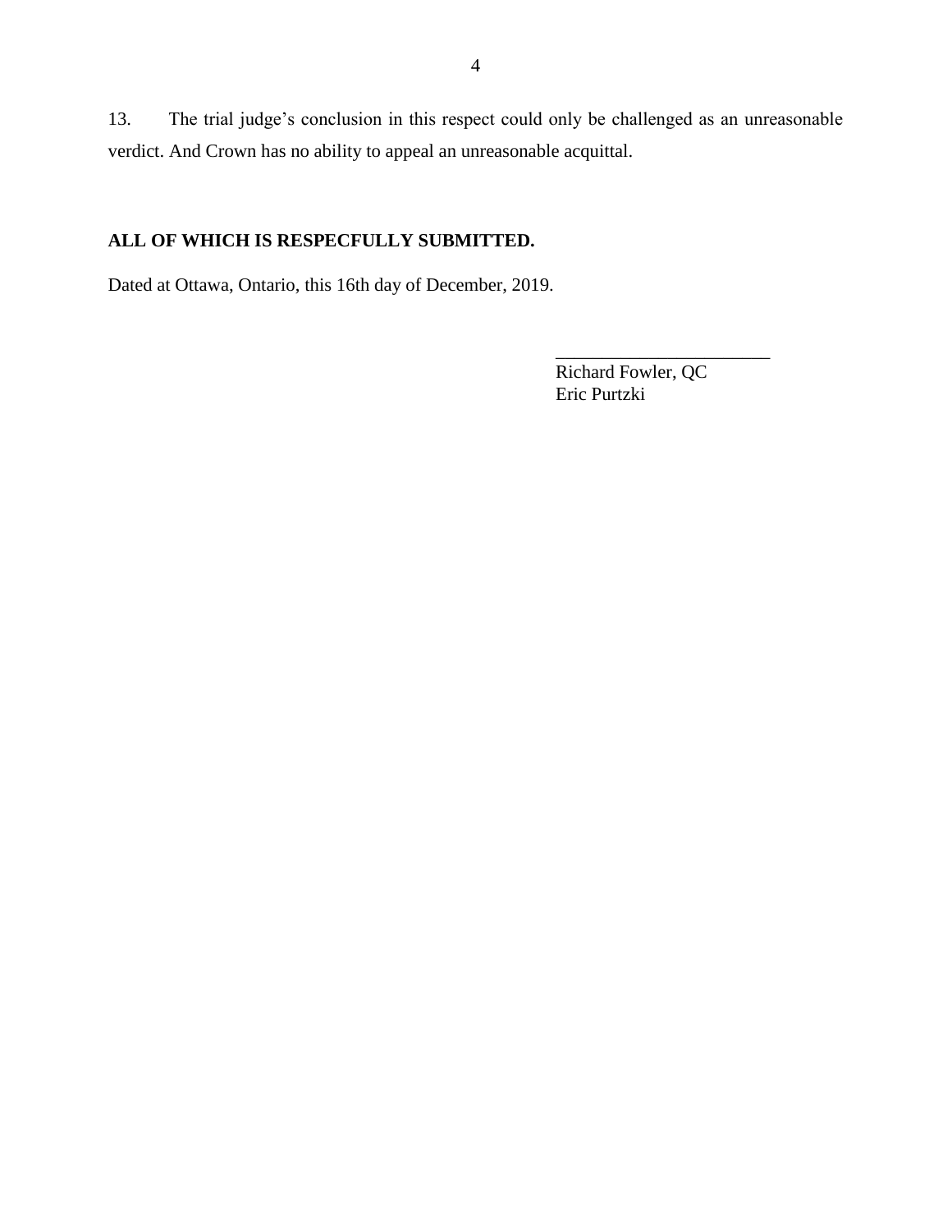13. The trial judge's conclusion in this respect could only be challenged as an unreasonable verdict. And Crown has no ability to appeal an unreasonable acquittal.

**ALL OF WHICH IS RESPECFULLY SUBMITTED.**

Dated at Ottawa, Ontario, this 16th day of December, 2019.

\_\_\_\_\_\_\_\_\_\_\_\_\_\_\_\_\_\_\_\_\_\_\_\_
Richard Fowler, QC
Eric Purtzki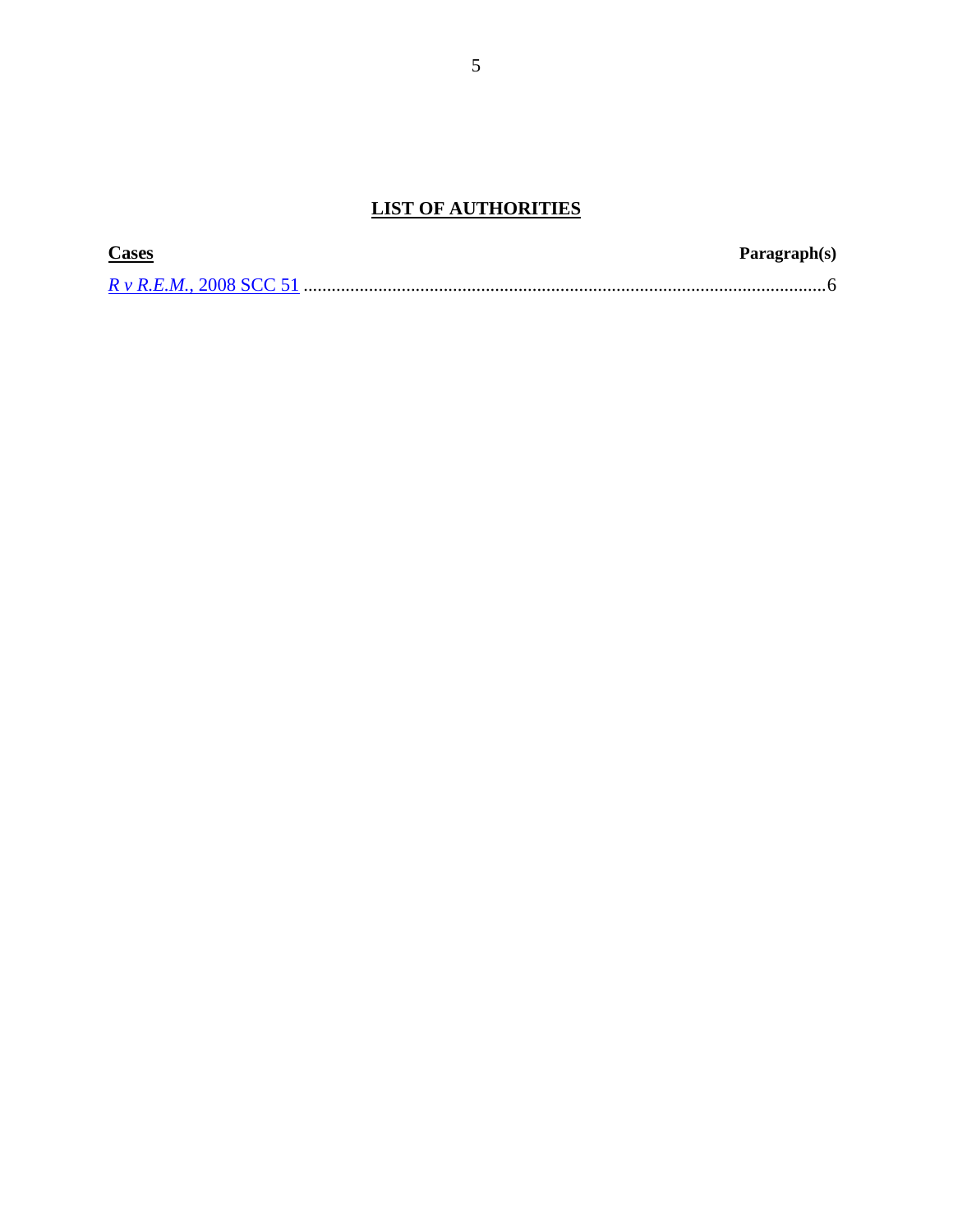## LIST OF AUTHORITIES

| Cases | Paragraph(s) |
| --- | --- |
| *R v R.E.M.*, 2008 SCC 51 | 6 |